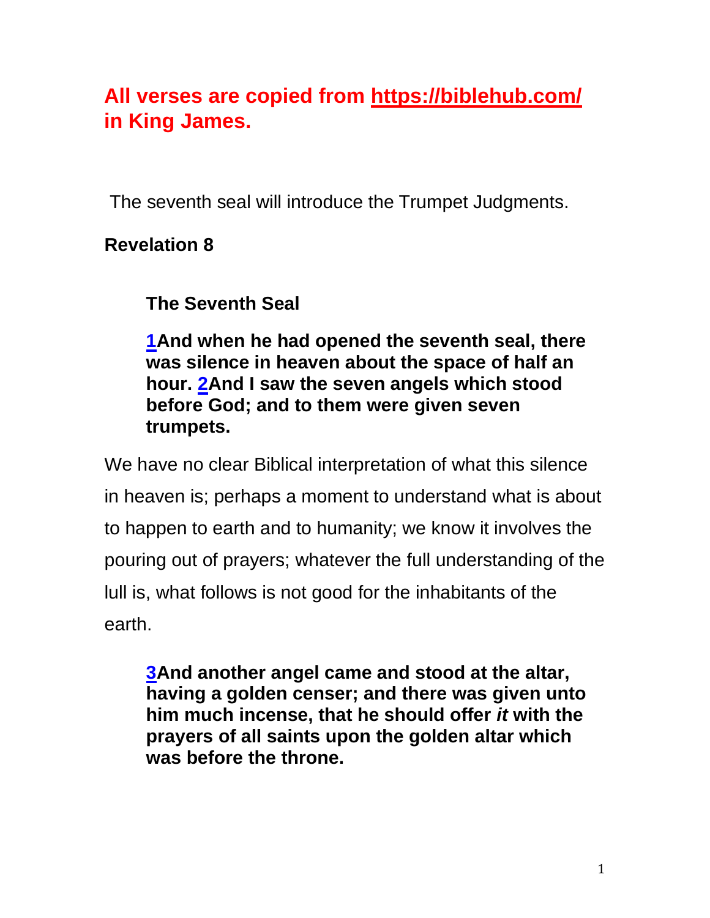**All verses are copied from [https://biblehub.com/](https://biblehub.com/) in King James.**

The seventh seal will introduce the Trumpet Judgments.

**Revelation 8**

> **The Seventh Seal**
>
> **1And when he had opened the seventh seal, there was silence in heaven about the space of half an hour. 2And I saw the seven angels which stood before God; and to them were given seven trumpets.**

We have no clear Biblical interpretation of what this silence in heaven is; perhaps a moment to understand what is about to happen to earth and to humanity; we know it involves the pouring out of prayers; whatever the full understanding of the lull is, what follows is not good for the inhabitants of the earth.

> **3And another angel came and stood at the altar, having a golden censer; and there was given unto him much incense, that he should offer *it* with the prayers of all saints upon the golden altar which was before the throne.**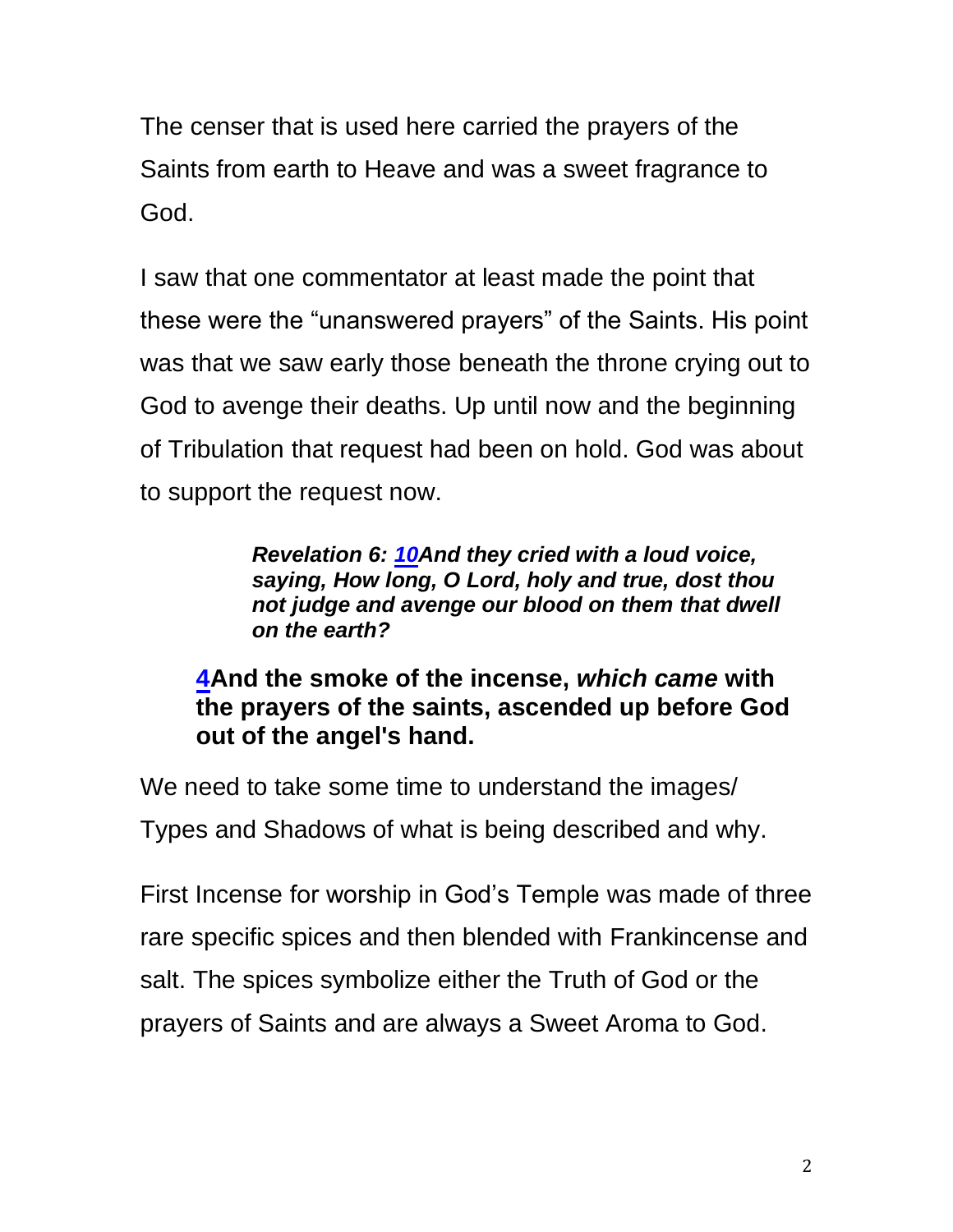The censer that is used here carried the prayers of the Saints from earth to Heave and was a sweet fragrance to God.

I saw that one commentator at least made the point that these were the “unanswered prayers” of the Saints. His point was that we saw early those beneath the throne crying out to God to avenge their deaths. Up until now and the beginning of Tribulation that request had been on hold. God was about to support the request now.

> ***Revelation 6: 10And they cried with a loud voice, saying, How long, O Lord, holy and true, dost thou not judge and avenge our blood on them that dwell on the earth?***

> **4And the smoke of the incense, *which came* with the prayers of the saints, ascended up before God out of the angel's hand.**

We need to take some time to understand the images/ Types and Shadows of what is being described and why.

First Incense for worship in God’s Temple was made of three rare specific spices and then blended with Frankincense and salt. The spices symbolize either the Truth of God or the prayers of Saints and are always a Sweet Aroma to God.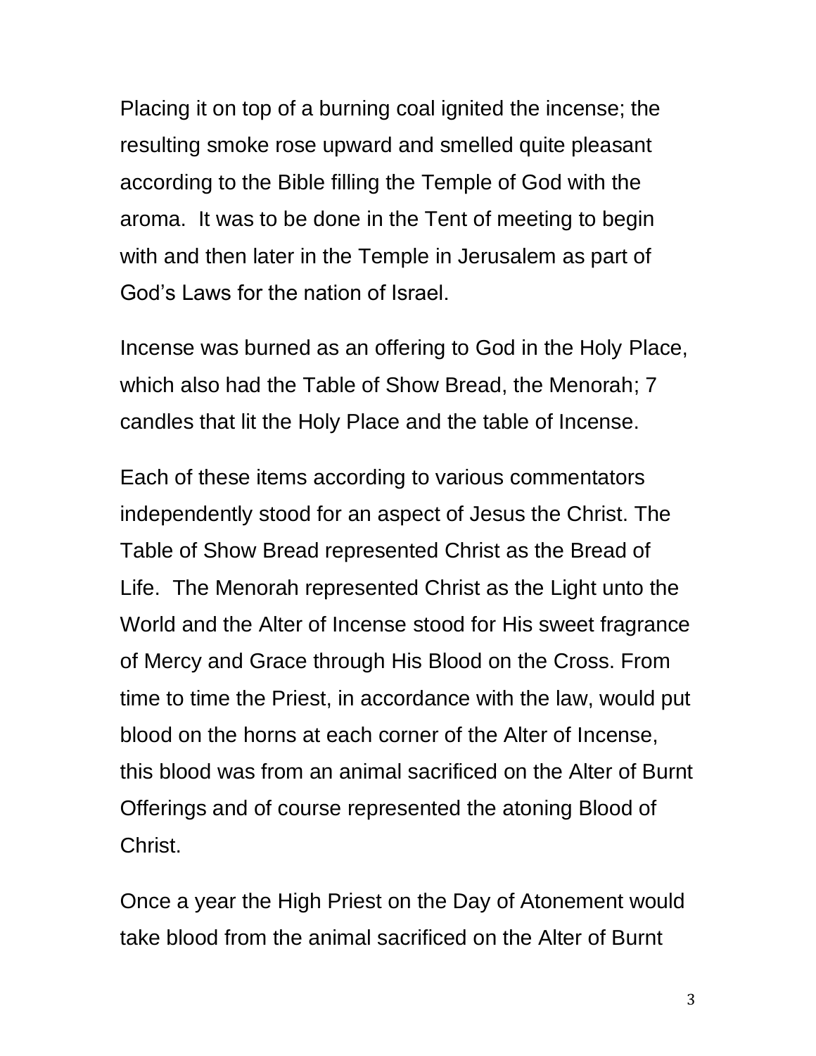Placing it on top of a burning coal ignited the incense; the resulting smoke rose upward and smelled quite pleasant according to the Bible filling the Temple of God with the aroma. It was to be done in the Tent of meeting to begin with and then later in the Temple in Jerusalem as part of God's Laws for the nation of Israel.

Incense was burned as an offering to God in the Holy Place, which also had the Table of Show Bread, the Menorah; 7 candles that lit the Holy Place and the table of Incense.

Each of these items according to various commentators independently stood for an aspect of Jesus the Christ. The Table of Show Bread represented Christ as the Bread of Life. The Menorah represented Christ as the Light unto the World and the Alter of Incense stood for His sweet fragrance of Mercy and Grace through His Blood on the Cross. From time to time the Priest, in accordance with the law, would put blood on the horns at each corner of the Alter of Incense, this blood was from an animal sacrificed on the Alter of Burnt Offerings and of course represented the atoning Blood of Christ.

Once a year the High Priest on the Day of Atonement would take blood from the animal sacrificed on the Alter of Burnt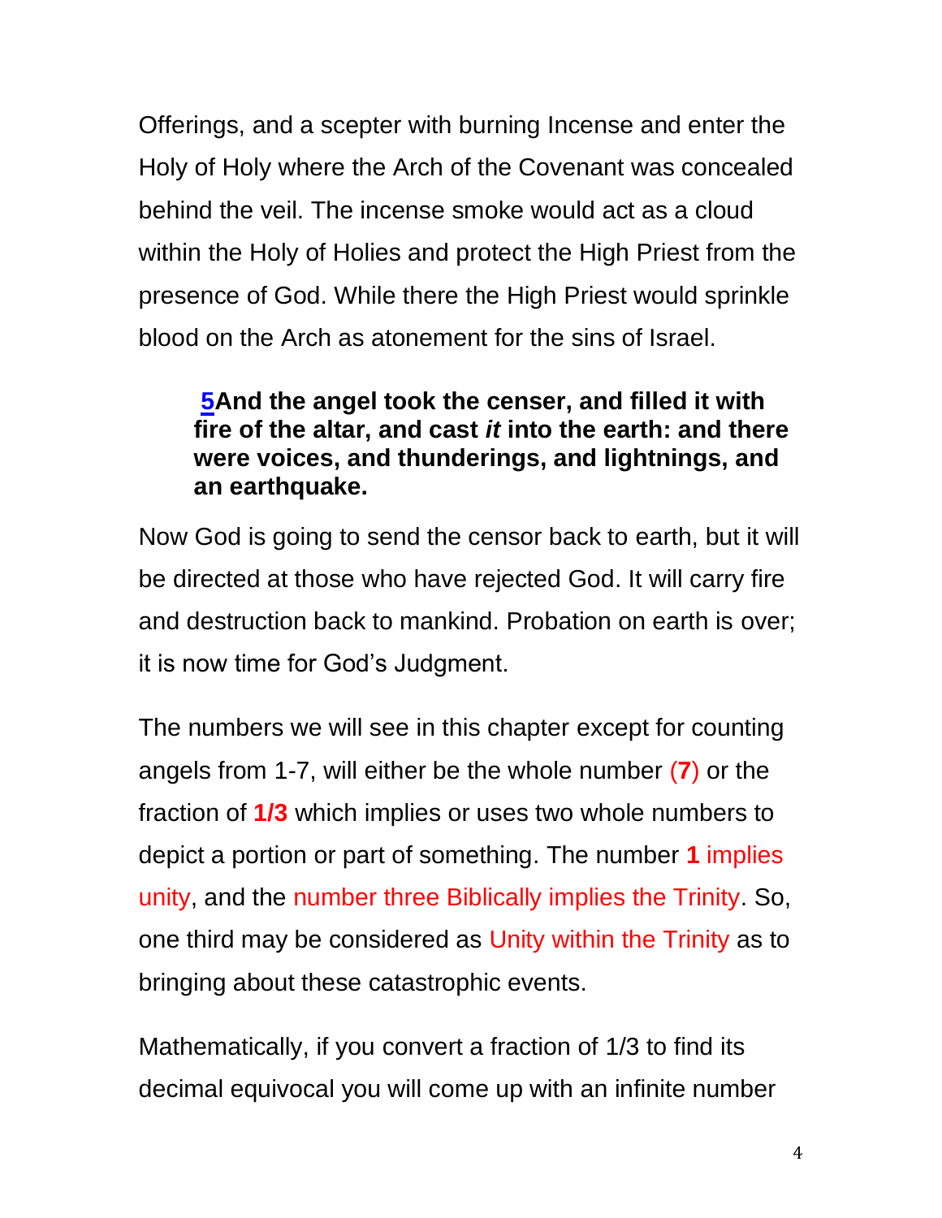Offerings, and a scepter with burning Incense and enter the Holy of Holy where the Arch of the Covenant was concealed behind the veil. The incense smoke would act as a cloud within the Holy of Holies and protect the High Priest from the presence of God. While there the High Priest would sprinkle blood on the Arch as atonement for the sins of Israel.

> **5And the angel took the censer, and filled it with fire of the altar, and cast *it* into the earth: and there were voices, and thunderings, and lightnings, and an earthquake.**

Now God is going to send the censor back to earth, but it will be directed at those who have rejected God. It will carry fire and destruction back to mankind. Probation on earth is over; it is now time for God's Judgment.

The numbers we will see in this chapter except for counting angels from 1-7, will either be the whole number (**7**) or the fraction of **1/3** which implies or uses two whole numbers to depict a portion or part of something. The number **1** implies unity, and the number three Biblically implies the Trinity. So, one third may be considered as Unity within the Trinity as to bringing about these catastrophic events.

Mathematically, if you convert a fraction of 1/3 to find its decimal equivocal you will come up with an infinite number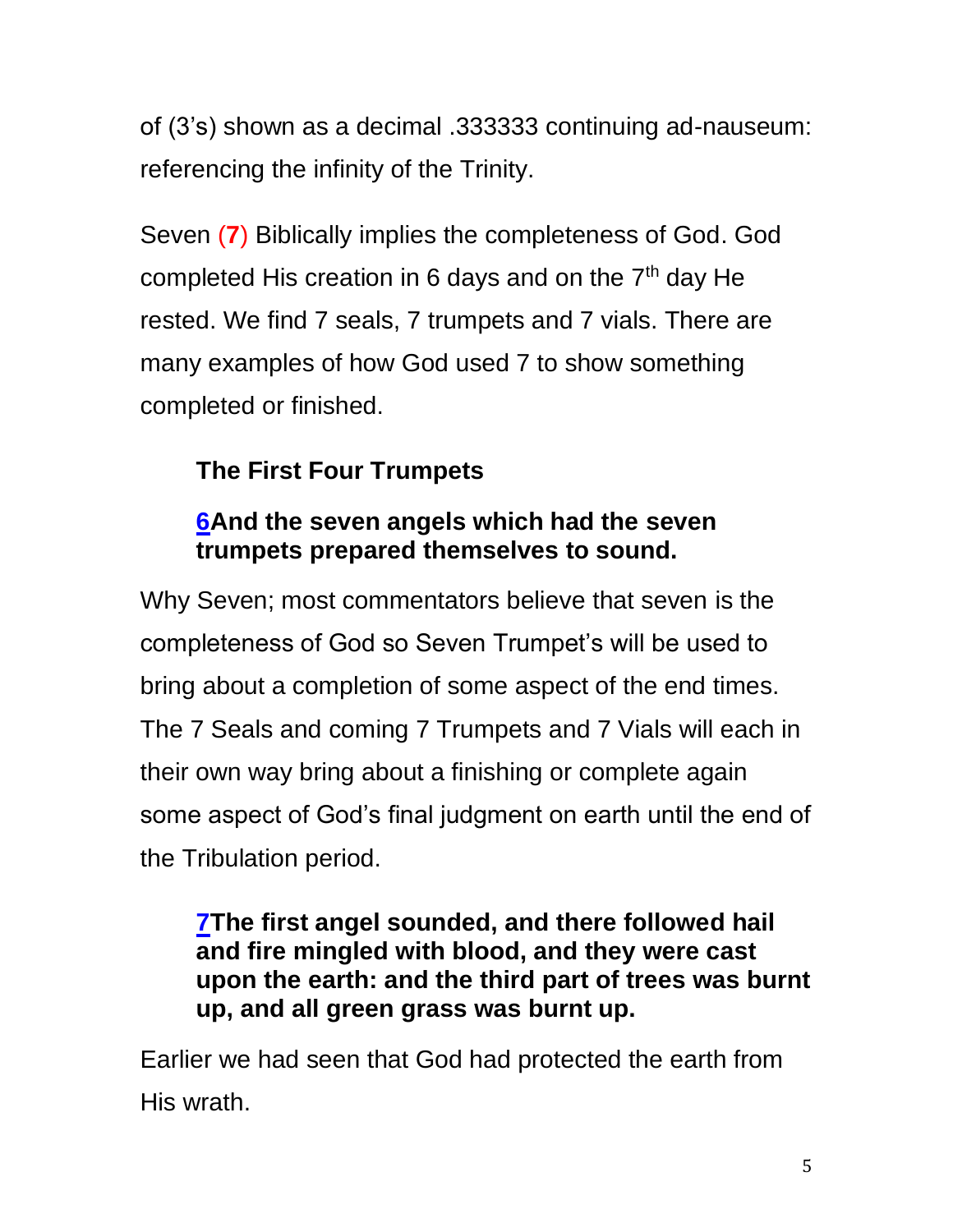of (3's) shown as a decimal .333333 continuing ad-nauseum: referencing the infinity of the Trinity.

Seven (**7**) Biblically implies the completeness of God. God completed His creation in 6 days and on the 7th day He rested. We find 7 seals, 7 trumpets and 7 vials. There are many examples of how God used 7 to show something completed or finished.

### The First Four Trumpets

**6And the seven angels which had the seven trumpets prepared themselves to sound.**

Why Seven; most commentators believe that seven is the completeness of God so Seven Trumpet's will be used to bring about a completion of some aspect of the end times. The 7 Seals and coming 7 Trumpets and 7 Vials will each in their own way bring about a finishing or complete again some aspect of God's final judgment on earth until the end of the Tribulation period.

**7The first angel sounded, and there followed hail and fire mingled with blood, and they were cast upon the earth: and the third part of trees was burnt up, and all green grass was burnt up.**

Earlier we had seen that God had protected the earth from His wrath.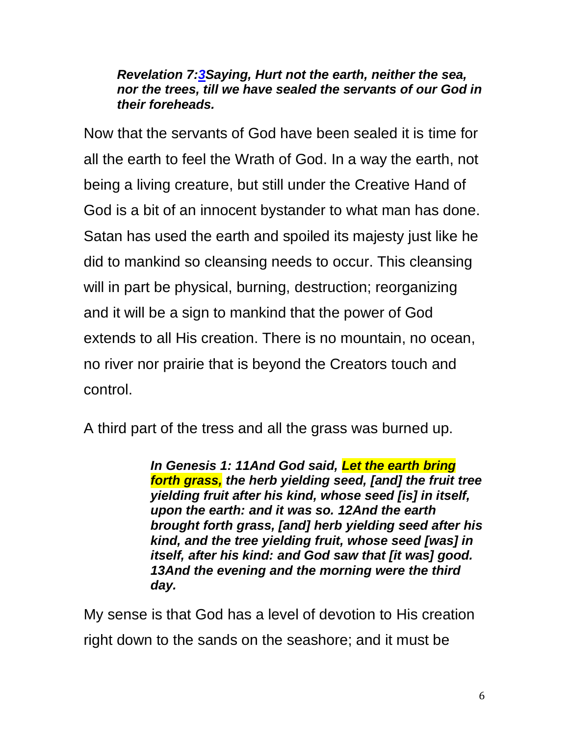***Revelation 7:3Saying, Hurt not the earth, neither the sea, nor the trees, till we have sealed the servants of our God in their foreheads.***

Now that the servants of God have been sealed it is time for all the earth to feel the Wrath of God. In a way the earth, not being a living creature, but still under the Creative Hand of God is a bit of an innocent bystander to what man has done. Satan has used the earth and spoiled its majesty just like he did to mankind so cleansing needs to occur. This cleansing will in part be physical, burning, destruction; reorganizing and it will be a sign to mankind that the power of God extends to all His creation. There is no mountain, no ocean, no river nor prairie that is beyond the Creators touch and control.

A third part of the tress and all the grass was burned up.

> ***In Genesis 1: 11And God said, Let the earth bring forth grass, the herb yielding seed, [and] the fruit tree yielding fruit after his kind, whose seed [is] in itself, upon the earth: and it was so. 12And the earth brought forth grass, [and] herb yielding seed after his kind, and the tree yielding fruit, whose seed [was] in itself, after his kind: and God saw that [it was] good. 13And the evening and the morning were the third day.***

My sense is that God has a level of devotion to His creation right down to the sands on the seashore; and it must be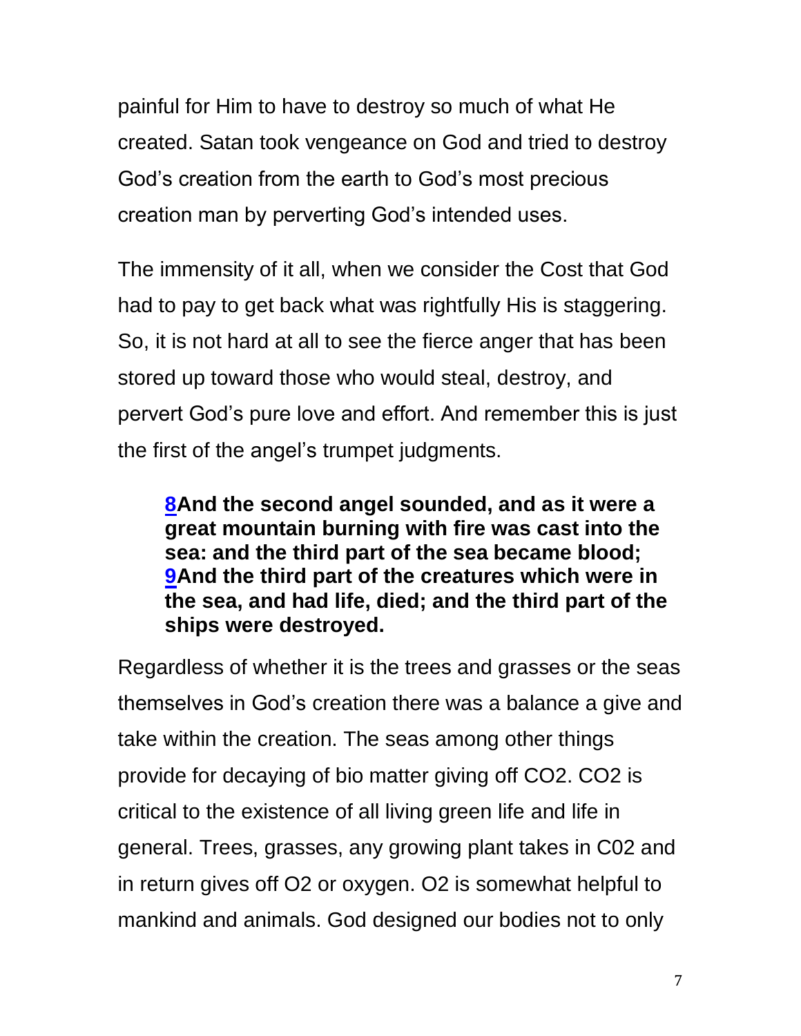painful for Him to have to destroy so much of what He created. Satan took vengeance on God and tried to destroy God's creation from the earth to God's most precious creation man by perverting God's intended uses.

The immensity of it all, when we consider the Cost that God had to pay to get back what was rightfully His is staggering. So, it is not hard at all to see the fierce anger that has been stored up toward those who would steal, destroy, and pervert God's pure love and effort. And remember this is just the first of the angel's trumpet judgments.

> **8And the second angel sounded, and as it were a great mountain burning with fire was cast into the sea: and the third part of the sea became blood; 9And the third part of the creatures which were in the sea, and had life, died; and the third part of the ships were destroyed.**

Regardless of whether it is the trees and grasses or the seas themselves in God's creation there was a balance a give and take within the creation. The seas among other things provide for decaying of bio matter giving off $CO_2$. $CO_2$ is critical to the existence of all living green life and life in general. Trees, grasses, any growing plant takes in C02 and in return gives off $O_2$ or oxygen. $O_2$ is somewhat helpful to mankind and animals. God designed our bodies not to only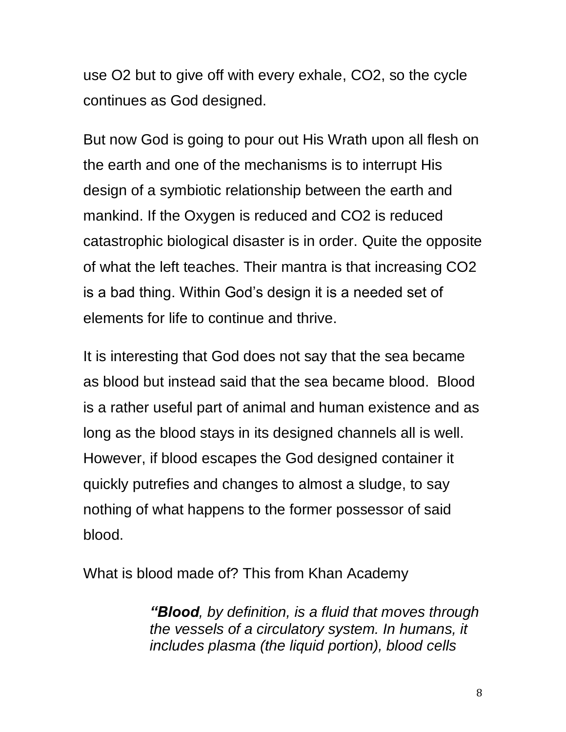use $O_2$ but to give off with every exhale, $CO_2$, so the cycle continues as God designed.

But now God is going to pour out His Wrath upon all flesh on the earth and one of the mechanisms is to interrupt His design of a symbiotic relationship between the earth and mankind. If the Oxygen is reduced and $CO_2$ is reduced catastrophic biological disaster is in order. Quite the opposite of what the left teaches. Their mantra is that increasing $CO_2$ is a bad thing. Within God's design it is a needed set of elements for life to continue and thrive.

It is interesting that God does not say that the sea became as blood but instead said that the sea became blood. Blood is a rather useful part of animal and human existence and as long as the blood stays in its designed channels all is well. However, if blood escapes the God designed container it quickly putrefies and changes to almost a sludge, to say nothing of what happens to the former possessor of said blood.

What is blood made of? This from Khan Academy

> *"**Blood**, by definition, is a fluid that moves through the vessels of a circulatory system. In humans, it includes plasma (the liquid portion), blood cells*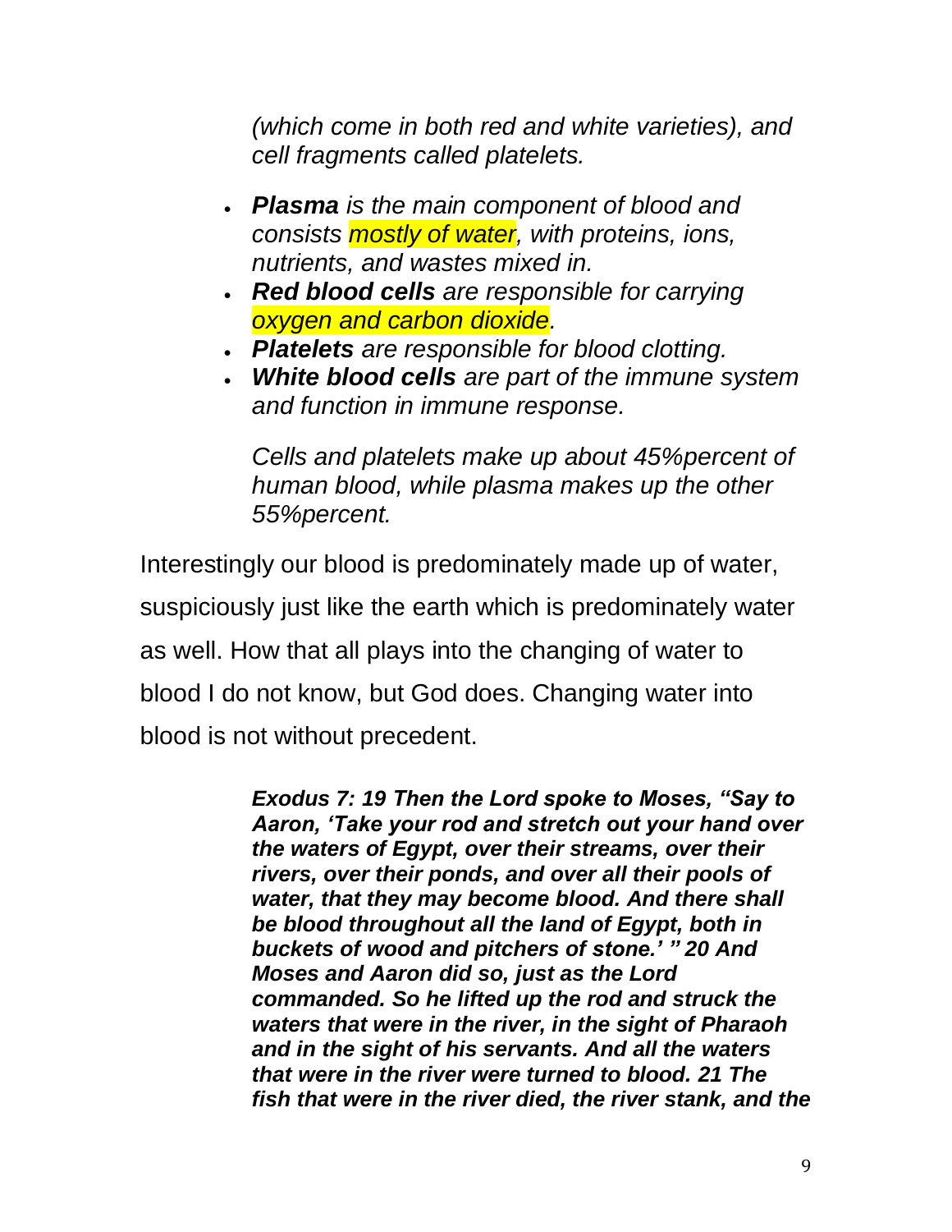*(which come in both red and white varieties), and cell fragments called platelets.*

- ***Plasma** is the main component of blood and consists mostly of water, with proteins, ions, nutrients, and wastes mixed in.*
- ***Red blood cells** are responsible for carrying oxygen and carbon dioxide.*
- ***Platelets** are responsible for blood clotting.*
- ***White blood cells** are part of the immune system and function in immune response.*

*Cells and platelets make up about 45%percent of human blood, while plasma makes up the other 55%percent.*

Interestingly our blood is predominately made up of water, suspiciously just like the earth which is predominately water as well. How that all plays into the changing of water to blood I do not know, but God does. Changing water into blood is not without precedent.

***Exodus 7: 19 Then the Lord spoke to Moses, "Say to Aaron, 'Take your rod and stretch out your hand over the waters of Egypt, over their streams, over their rivers, over their ponds, and over all their pools of water, that they may become blood. And there shall be blood throughout all the land of Egypt, both in buckets of wood and pitchers of stone.' " 20 And Moses and Aaron did so, just as the Lord commanded. So he lifted up the rod and struck the waters that were in the river, in the sight of Pharaoh and in the sight of his servants. And all the waters that were in the river were turned to blood. 21 The fish that were in the river died, the river stank, and the***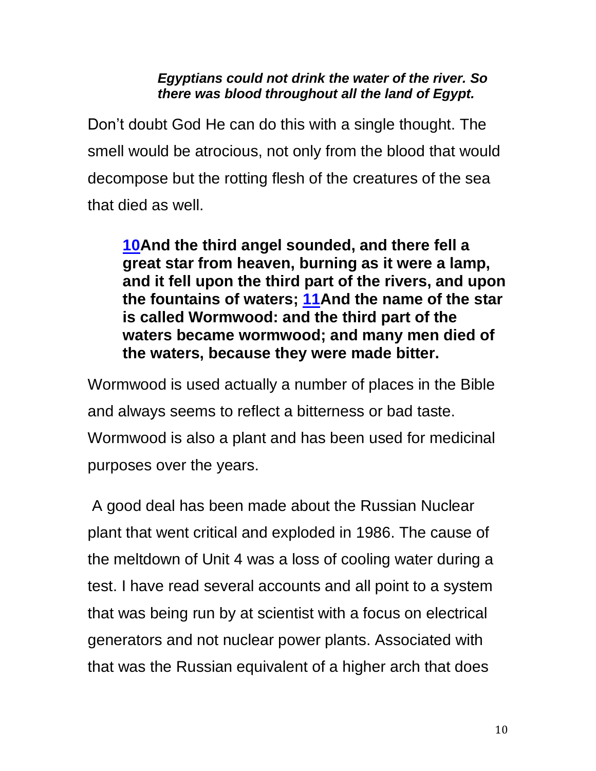***Egyptians could not drink the water of the river. So there was blood throughout all the land of Egypt.***

Don't doubt God He can do this with a single thought. The smell would be atrocious, not only from the blood that would decompose but the rotting flesh of the creatures of the sea that died as well.

> **10And the third angel sounded, and there fell a great star from heaven, burning as it were a lamp, and it fell upon the third part of the rivers, and upon the fountains of waters; 11And the name of the star is called Wormwood: and the third part of the waters became wormwood; and many men died of the waters, because they were made bitter.**

Wormwood is used actually a number of places in the Bible and always seems to reflect a bitterness or bad taste. Wormwood is also a plant and has been used for medicinal purposes over the years.

A good deal has been made about the Russian Nuclear plant that went critical and exploded in 1986. The cause of the meltdown of Unit 4 was a loss of cooling water during a test. I have read several accounts and all point to a system that was being run by at scientist with a focus on electrical generators and not nuclear power plants. Associated with that was the Russian equivalent of a higher arch that does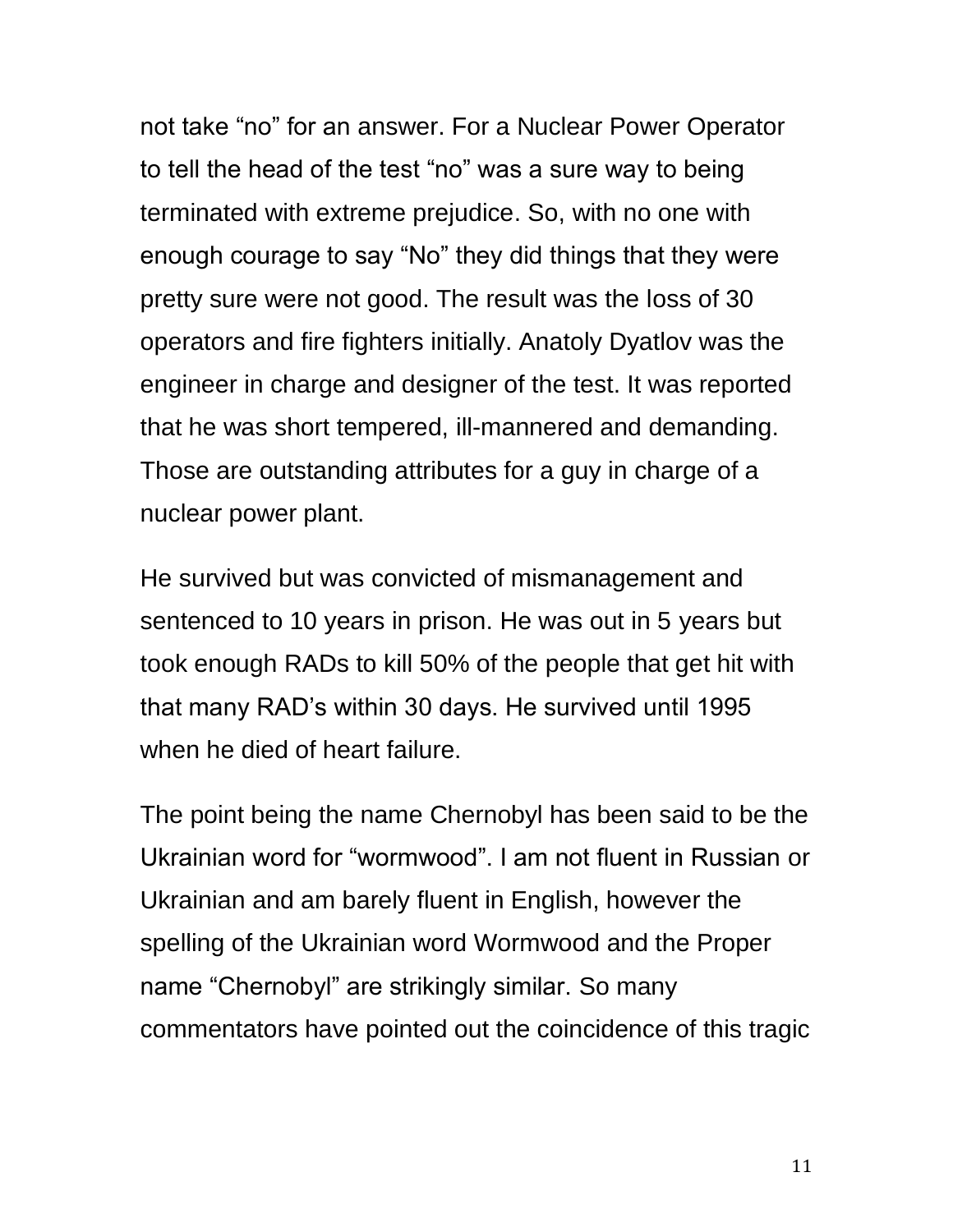not take "no" for an answer. For a Nuclear Power Operator to tell the head of the test "no" was a sure way to being terminated with extreme prejudice. So, with no one with enough courage to say "No" they did things that they were pretty sure were not good. The result was the loss of 30 operators and fire fighters initially. Anatoly Dyatlov was the engineer in charge and designer of the test. It was reported that he was short tempered, ill-mannered and demanding. Those are outstanding attributes for a guy in charge of a nuclear power plant.

He survived but was convicted of mismanagement and sentenced to 10 years in prison. He was out in 5 years but took enough RADs to kill 50% of the people that get hit with that many RAD's within 30 days. He survived until 1995 when he died of heart failure.

The point being the name Chernobyl has been said to be the Ukrainian word for "wormwood". I am not fluent in Russian or Ukrainian and am barely fluent in English, however the spelling of the Ukrainian word Wormwood and the Proper name "Chernobyl" are strikingly similar. So many commentators have pointed out the coincidence of this tragic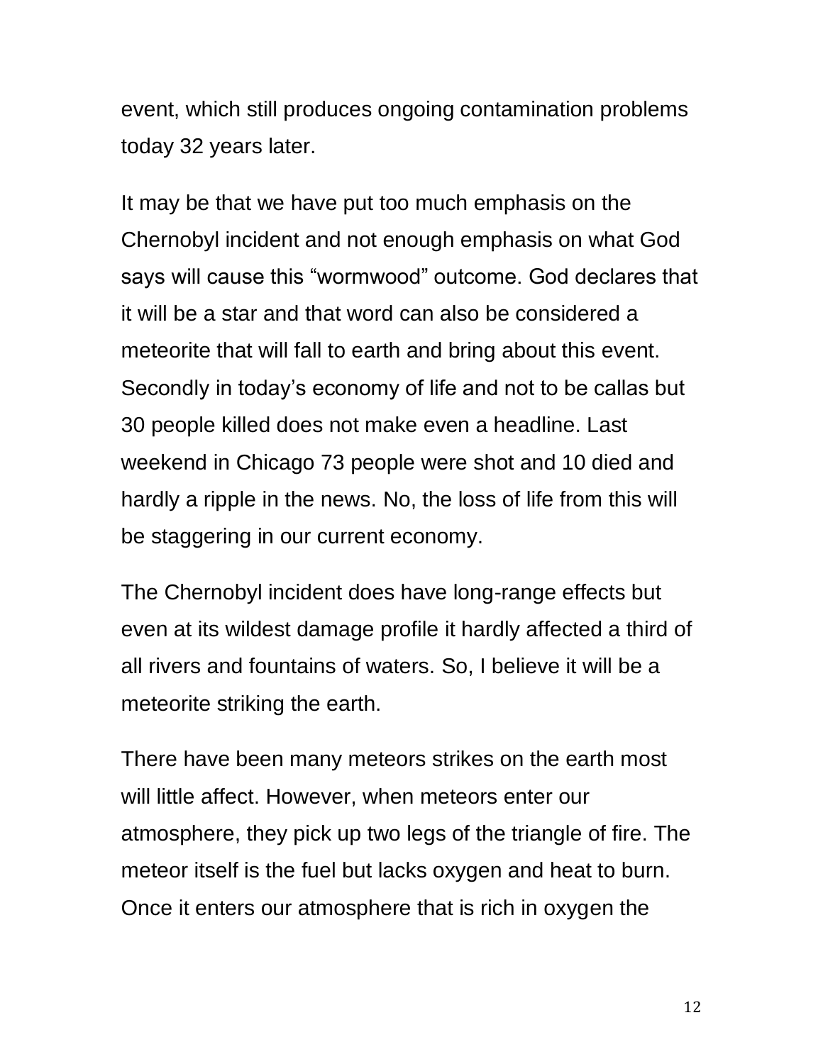event, which still produces ongoing contamination problems today 32 years later.

It may be that we have put too much emphasis on the Chernobyl incident and not enough emphasis on what God says will cause this “wormwood” outcome. God declares that it will be a star and that word can also be considered a meteorite that will fall to earth and bring about this event. Secondly in today’s economy of life and not to be callas but 30 people killed does not make even a headline. Last weekend in Chicago 73 people were shot and 10 died and hardly a ripple in the news. No, the loss of life from this will be staggering in our current economy.

The Chernobyl incident does have long-range effects but even at its wildest damage profile it hardly affected a third of all rivers and fountains of waters. So, I believe it will be a meteorite striking the earth.

There have been many meteors strikes on the earth most will little affect. However, when meteors enter our atmosphere, they pick up two legs of the triangle of fire. The meteor itself is the fuel but lacks oxygen and heat to burn. Once it enters our atmosphere that is rich in oxygen the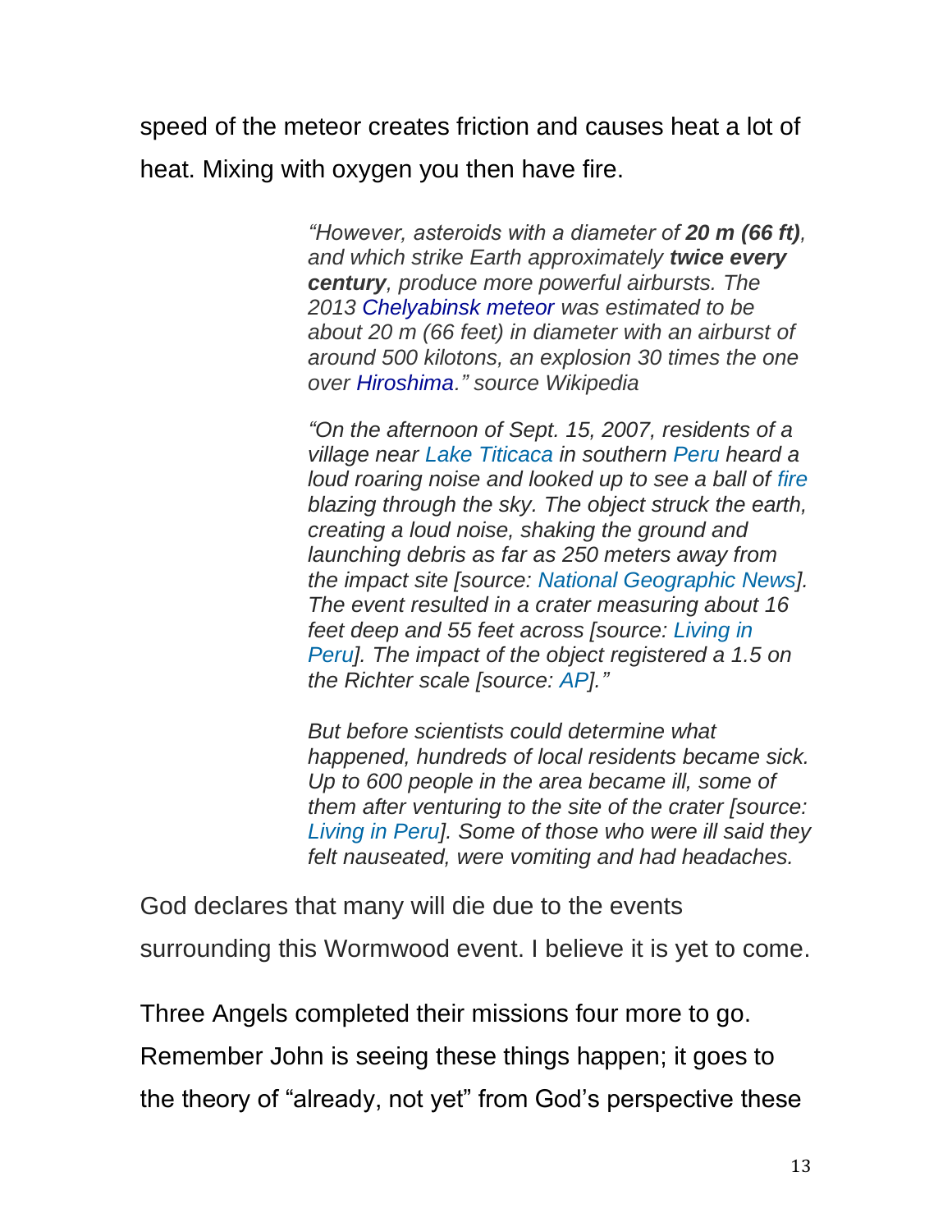speed of the meteor creates friction and causes heat a lot of heat. Mixing with oxygen you then have fire.

> *"However, asteroids with a diameter of **20 m (66 ft)**, and which strike Earth approximately **twice every century**, produce more powerful airbursts. The 2013 Chelyabinsk meteor was estimated to be about 20 m (66 feet) in diameter with an airburst of around 500 kilotons, an explosion 30 times the one over Hiroshima." source Wikipedia*
>
> *"On the afternoon of Sept. 15, 2007, residents of a village near Lake Titicaca in southern Peru heard a loud roaring noise and looked up to see a ball of fire blazing through the sky. The object struck the earth, creating a loud noise, shaking the ground and launching debris as far as 250 meters away from the impact site [source: National Geographic News]. The event resulted in a crater measuring about 16 feet deep and 55 feet across [source: Living in Peru]. The impact of the object registered a 1.5 on the Richter scale [source: AP]."*
>
> *But before scientists could determine what happened, hundreds of local residents became sick. Up to 600 people in the area became ill, some of them after venturing to the site of the crater [source: Living in Peru]. Some of those who were ill said they felt nauseated, were vomiting and had headaches.*

God declares that many will die due to the events surrounding this Wormwood event. I believe it is yet to come.

Three Angels completed their missions four more to go. Remember John is seeing these things happen; it goes to the theory of "already, not yet" from God's perspective these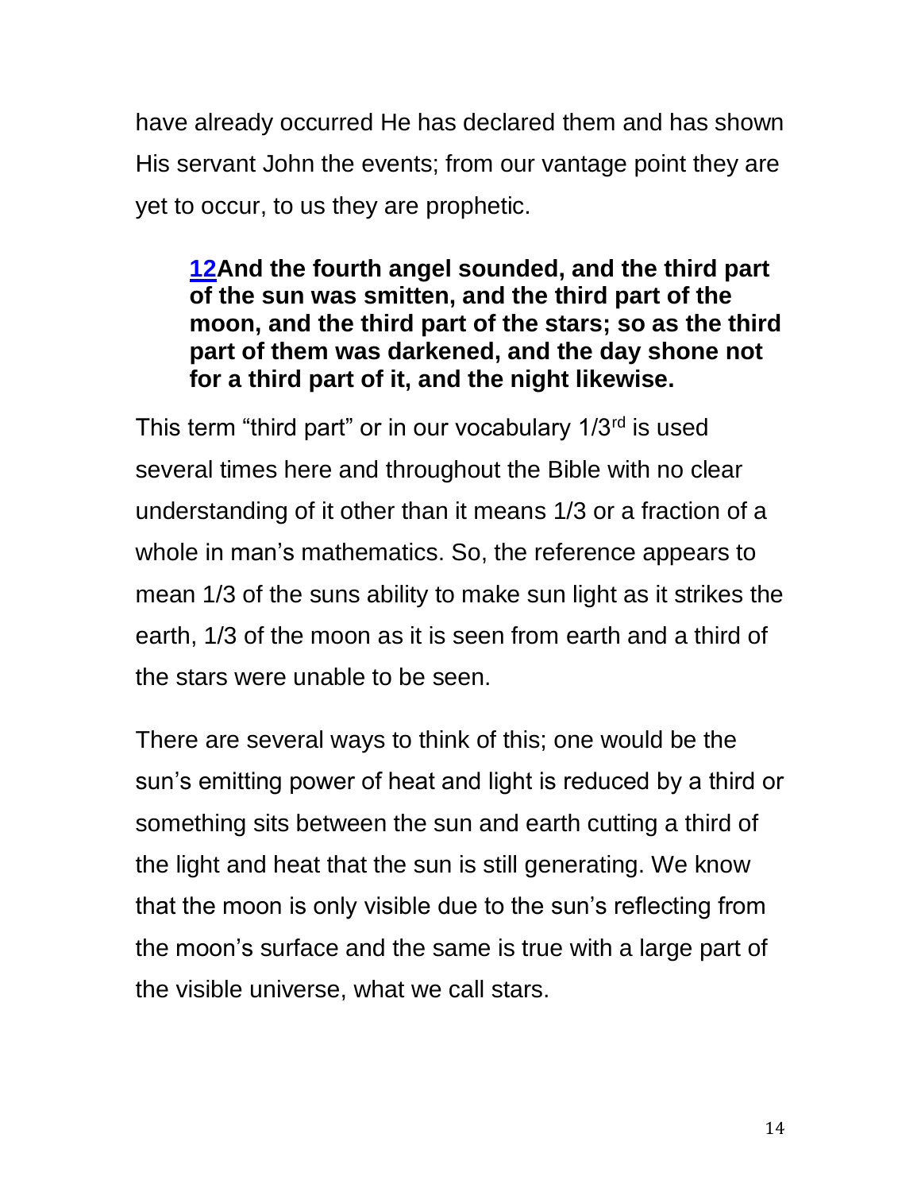have already occurred He has declared them and has shown His servant John the events; from our vantage point they are yet to occur, to us they are prophetic.

> **12And the fourth angel sounded, and the third part of the sun was smitten, and the third part of the moon, and the third part of the stars; so as the third part of them was darkened, and the day shone not for a third part of it, and the night likewise.**

This term "third part" or in our vocabulary 1/3rd is used several times here and throughout the Bible with no clear understanding of it other than it means 1/3 or a fraction of a whole in man's mathematics. So, the reference appears to mean 1/3 of the suns ability to make sun light as it strikes the earth, 1/3 of the moon as it is seen from earth and a third of the stars were unable to be seen.

There are several ways to think of this; one would be the sun's emitting power of heat and light is reduced by a third or something sits between the sun and earth cutting a third of the light and heat that the sun is still generating. We know that the moon is only visible due to the sun's reflecting from the moon's surface and the same is true with a large part of the visible universe, what we call stars.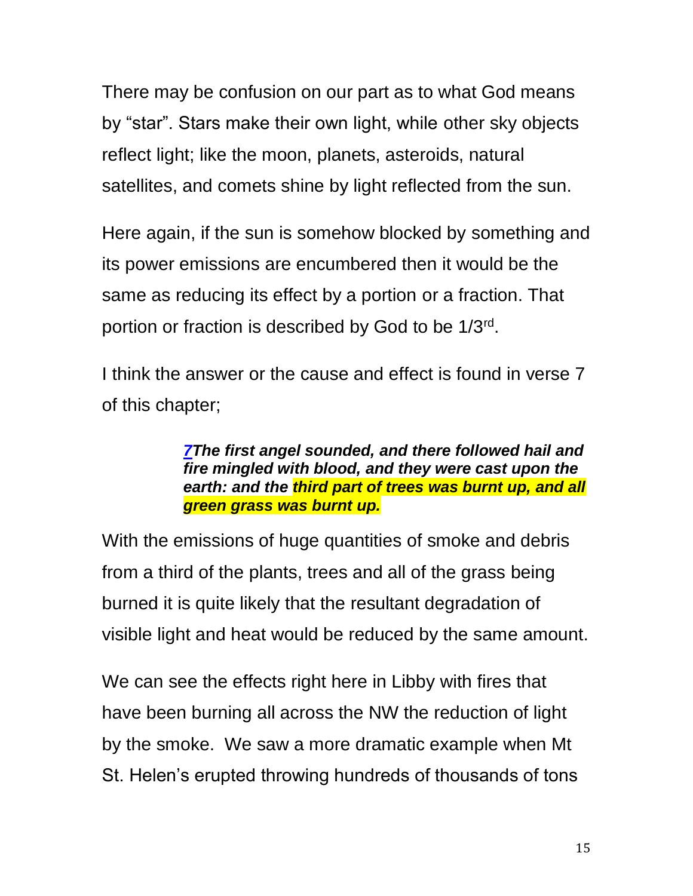There may be confusion on our part as to what God means by "star". Stars make their own light, while other sky objects reflect light; like the moon, planets, asteroids, natural satellites, and comets shine by light reflected from the sun.

Here again, if the sun is somehow blocked by something and its power emissions are encumbered then it would be the same as reducing its effect by a portion or a fraction. That portion or fraction is described by God to be 1/3rd.

I think the answer or the cause and effect is found in verse 7 of this chapter;

> ***7The first angel sounded, and there followed hail and fire mingled with blood, and they were cast upon the earth: and the third part of trees was burnt up, and all green grass was burnt up.***

With the emissions of huge quantities of smoke and debris from a third of the plants, trees and all of the grass being burned it is quite likely that the resultant degradation of visible light and heat would be reduced by the same amount.

We can see the effects right here in Libby with fires that have been burning all across the NW the reduction of light by the smoke. We saw a more dramatic example when Mt St. Helen's erupted throwing hundreds of thousands of tons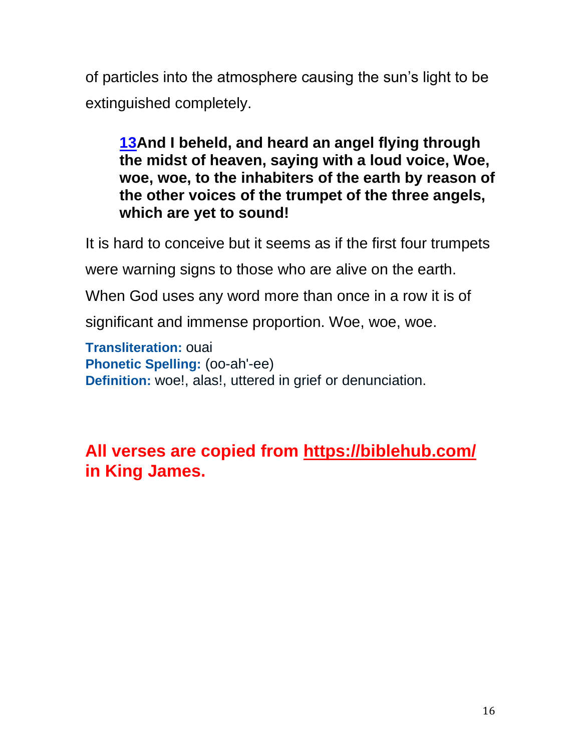of particles into the atmosphere causing the sun's light to be extinguished completely.

> **13And I beheld, and heard an angel flying through the midst of heaven, saying with a loud voice, Woe, woe, woe, to the inhabiters of the earth by reason of the other voices of the trumpet of the three angels, which are yet to sound!**

It is hard to conceive but it seems as if the first four trumpets were warning signs to those who are alive on the earth. When God uses any word more than once in a row it is of significant and immense proportion. Woe, woe, woe.

**Transliteration:** ouai
**Phonetic Spelling:** (oo-ah'-ee)
**Definition:** woe!, alas!, uttered in grief or denunciation.

**All verses are copied from https://biblehub.com/ in King James.**